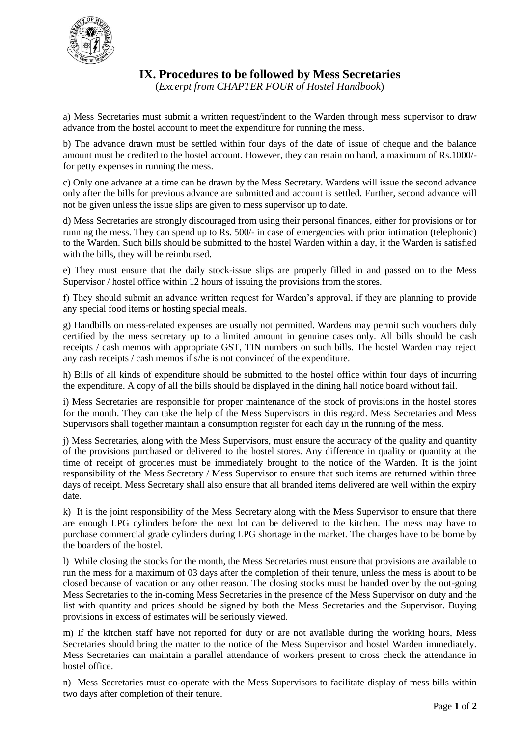# IX. Procedures to be followed by Mess Secretaries

(*Excerpt from CHAPTER FOUR of Hostel Handbook*)

a) Mess Secretaries must submit a written request/indent to the Warden through mess supervisor to draw advance from the hostel account to meet the expenditure for running the mess.

b) The advance drawn must be settled within four days of the date of issue of cheque and the balance amount must be credited to the hostel account. However, they can retain on hand, a maximum of Rs.1000/- for petty expenses in running the mess.

c) Only one advance at a time can be drawn by the Mess Secretary. Wardens will issue the second advance only after the bills for previous advance are submitted and account is settled. Further, second advance will not be given unless the issue slips are given to mess supervisor up to date.

d) Mess Secretaries are strongly discouraged from using their personal finances, either for provisions or for running the mess. They can spend up to Rs. 500/- in case of emergencies with prior intimation (telephonic) to the Warden. Such bills should be submitted to the hostel Warden within a day, if the Warden is satisfied with the bills, they will be reimbursed.

e) They must ensure that the daily stock-issue slips are properly filled in and passed on to the Mess Supervisor / hostel office within 12 hours of issuing the provisions from the stores.

f) They should submit an advance written request for Warden's approval, if they are planning to provide any special food items or hosting special meals.

g) Handbills on mess-related expenses are usually not permitted. Wardens may permit such vouchers duly certified by the mess secretary up to a limited amount in genuine cases only. All bills should be cash receipts / cash memos with appropriate GST, TIN numbers on such bills. The hostel Warden may reject any cash receipts / cash memos if s/he is not convinced of the expenditure.

h) Bills of all kinds of expenditure should be submitted to the hostel office within four days of incurring the expenditure. A copy of all the bills should be displayed in the dining hall notice board without fail.

i) Mess Secretaries are responsible for proper maintenance of the stock of provisions in the hostel stores for the month. They can take the help of the Mess Supervisors in this regard. Mess Secretaries and Mess Supervisors shall together maintain a consumption register for each day in the running of the mess.

j) Mess Secretaries, along with the Mess Supervisors, must ensure the accuracy of the quality and quantity of the provisions purchased or delivered to the hostel stores. Any difference in quality or quantity at the time of receipt of groceries must be immediately brought to the notice of the Warden. It is the joint responsibility of the Mess Secretary / Mess Supervisor to ensure that such items are returned within three days of receipt. Mess Secretary shall also ensure that all branded items delivered are well within the expiry date.

k) It is the joint responsibility of the Mess Secretary along with the Mess Supervisor to ensure that there are enough LPG cylinders before the next lot can be delivered to the kitchen. The mess may have to purchase commercial grade cylinders during LPG shortage in the market. The charges have to be borne by the boarders of the hostel.

l) While closing the stocks for the month, the Mess Secretaries must ensure that provisions are available to run the mess for a maximum of 03 days after the completion of their tenure, unless the mess is about to be closed because of vacation or any other reason. The closing stocks must be handed over by the out-going Mess Secretaries to the in-coming Mess Secretaries in the presence of the Mess Supervisor on duty and the list with quantity and prices should be signed by both the Mess Secretaries and the Supervisor. Buying provisions in excess of estimates will be seriously viewed.

m) If the kitchen staff have not reported for duty or are not available during the working hours, Mess Secretaries should bring the matter to the notice of the Mess Supervisor and hostel Warden immediately. Mess Secretaries can maintain a parallel attendance of workers present to cross check the attendance in hostel office.

n) Mess Secretaries must co-operate with the Mess Supervisors to facilitate display of mess bills within two days after completion of their tenure.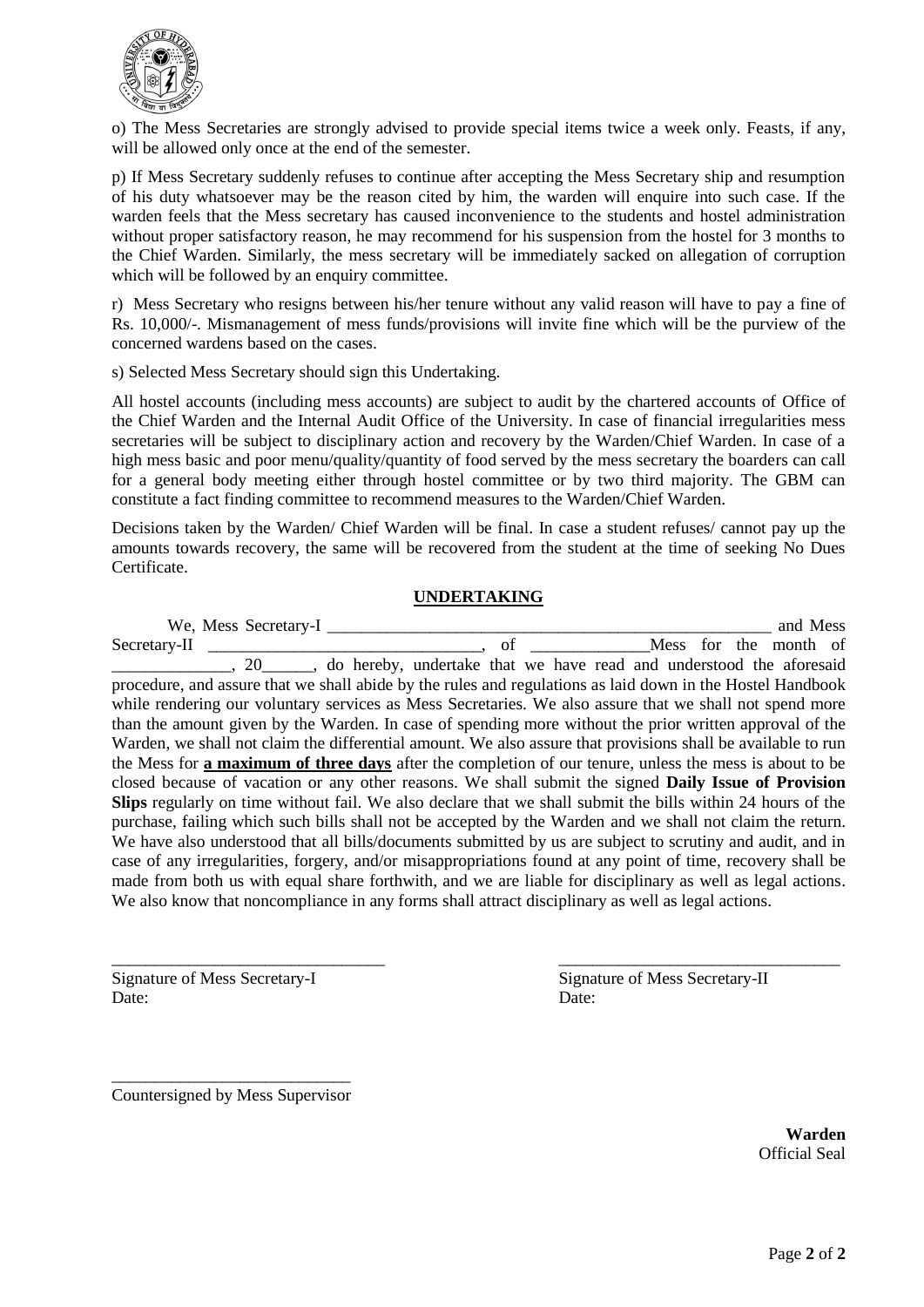o) The Mess Secretaries are strongly advised to provide special items twice a week only. Feasts, if any, will be allowed only once at the end of the semester.

p) If Mess Secretary suddenly refuses to continue after accepting the Mess Secretary ship and resumption of his duty whatsoever may be the reason cited by him, the warden will enquire into such case. If the warden feels that the Mess secretary has caused inconvenience to the students and hostel administration without proper satisfactory reason, he may recommend for his suspension from the hostel for 3 months to the Chief Warden. Similarly, the mess secretary will be immediately sacked on allegation of corruption which will be followed by an enquiry committee.

r) Mess Secretary who resigns between his/her tenure without any valid reason will have to pay a fine of Rs. 10,000/-. Mismanagement of mess funds/provisions will invite fine which will be the purview of the concerned wardens based on the cases.

s) Selected Mess Secretary should sign this Undertaking.

All hostel accounts (including mess accounts) are subject to audit by the chartered accounts of Office of the Chief Warden and the Internal Audit Office of the University. In case of financial irregularities mess secretaries will be subject to disciplinary action and recovery by the Warden/Chief Warden. In case of a high mess basic and poor menu/quality/quantity of food served by the mess secretary the boarders can call for a general body meeting either through hostel committee or by two third majority. The GBM can constitute a fact finding committee to recommend measures to the Warden/Chief Warden.

Decisions taken by the Warden/ Chief Warden will be final. In case a student refuses/ cannot pay up the amounts towards recovery, the same will be recovered from the student at the time of seeking No Dues Certificate.

## UNDERTAKING

We, Mess Secretary-I ________________________________________________________ and Mess Secretary-II ________________________________, of ______________Mess for the month of ______________, 20______, do hereby, undertake that we have read and understood the aforesaid procedure, and assure that we shall abide by the rules and regulations as laid down in the Hostel Handbook while rendering our voluntary services as Mess Secretaries. We also assure that we shall not spend more than the amount given by the Warden. In case of spending more without the prior written approval of the Warden, we shall not claim the differential amount. We also assure that provisions shall be available to run the Mess for **a maximum of three days** after the completion of our tenure, unless the mess is about to be closed because of vacation or any other reasons. We shall submit the signed **Daily Issue of Provision Slips** regularly on time without fail. We also declare that we shall submit the bills within 24 hours of the purchase, failing which such bills shall not be accepted by the Warden and we shall not claim the return. We have also understood that all bills/documents submitted by us are subject to scrutiny and audit, and in case of any irregularities, forgery, and/or misappropriations found at any point of time, recovery shall be made from both us with equal share forthwith, and we are liable for disciplinary as well as legal actions. We also know that noncompliance in any forms shall attract disciplinary as well as legal actions.

________________________________
Signature of Mess Secretary-I
Date:

________________________________
Signature of Mess Secretary-II
Date:

____________________________
Countersigned by Mess Supervisor

**Warden**
Official Seal